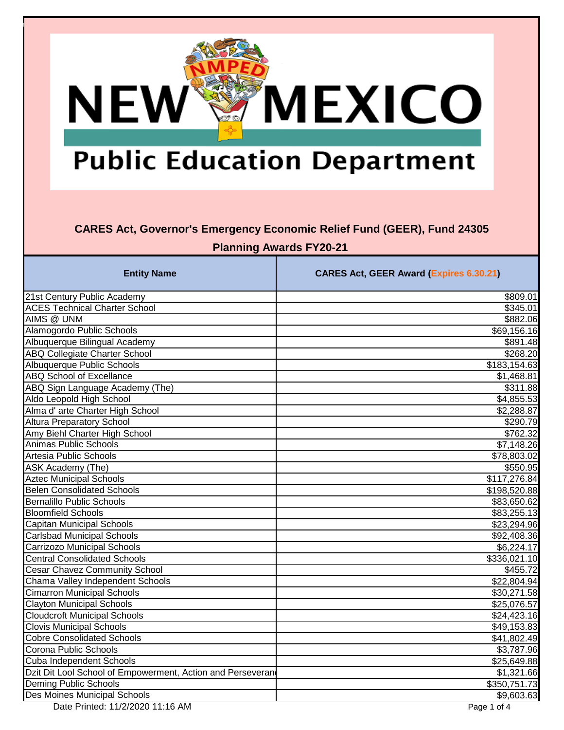# New Mexico Public Education Department

## CARES Act, Governor's Emergency Economic Relief Fund (GEER), Fund 24305

## Planning Awards FY20-21

| Entity Name | CARES Act, GEER Award (Expires 6.30.21) |
|---|---|
| 21st Century Public Academy | $809.01 |
| ACES Technical Charter School | $345.01 |
| AIMS @ UNM | $882.06 |
| Alamogordo Public Schools | $69,156.16 |
| Albuquerque Bilingual Academy | $891.48 |
| ABQ Collegiate Charter School | $268.20 |
| Albuquerque Public Schools | $183,154.63 |
| ABQ School of Excellance | $1,468.81 |
| ABQ Sign Language Academy (The) | $311.88 |
| Aldo Leopold High School | $4,855.53 |
| Alma d' arte Charter High School | $2,288.87 |
| Altura Preparatory School | $290.79 |
| Amy Biehl Charter High School | $762.32 |
| Animas Public Schools | $7,148.26 |
| Artesia Public Schools | $78,803.02 |
| ASK Academy (The) | $550.95 |
| Aztec Municipal Schools | $117,276.84 |
| Belen Consolidated Schools | $198,520.88 |
| Bernalillo Public Schools | $83,650.62 |
| Bloomfield Schools | $83,255.13 |
| Capitan Municipal Schools | $23,294.96 |
| Carlsbad Municipal Schools | $92,408.36 |
| Carrizozo Municipal Schools | $6,224.17 |
| Central Consolidated Schools | $336,021.10 |
| Cesar Chavez Community School | $455.72 |
| Chama Valley Independent Schools | $22,804.94 |
| Cimarron Municipal Schools | $30,271.58 |
| Clayton Municipal Schools | $25,076.57 |
| Cloudcroft Municipal Schools | $24,423.16 |
| Clovis Municipal Schools | $49,153.83 |
| Cobre Consolidated Schools | $41,802.49 |
| Corona Public Schools | $3,787.96 |
| Cuba Independent Schools | $25,649.88 |
| Dzit Dit Lool School of Empowerment, Action and Perseveran | $1,321.66 |
| Deming Public Schools | $350,751.73 |
| Des Moines Municipal Schools | $9,603.63 |

Date Printed: 11/2/2020 11:16 AM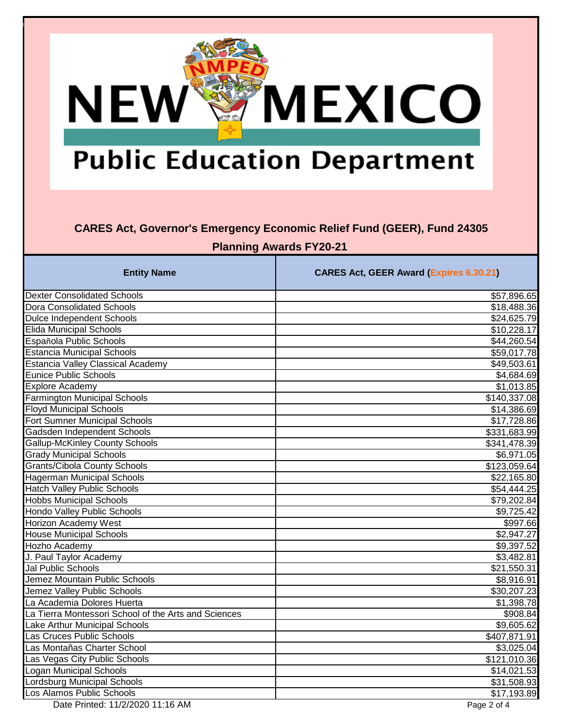## CARES Act, Governor's Emergency Economic Relief Fund (GEER), Fund 24305

### Planning Awards FY20-21

| Entity Name | CARES Act, GEER Award (Expires 6.30.21) |
|---|---:|
| Dexter Consolidated Schools | $57,896.65 |
| Dora Consolidated Schools | $18,488.36 |
| Dulce Independent Schools | $24,625.79 |
| Elida Municipal Schools | $10,228.17 |
| Española Public Schools | $44,260.54 |
| Estancia Municipal Schools | $59,017.78 |
| Estancia Valley Classical Academy | $49,503.61 |
| Eunice Public Schools | $4,684.69 |
| Explore Academy | $1,013.85 |
| Farmington Municipal Schools | $140,337.08 |
| Floyd Municipal Schools | $14,386.69 |
| Fort Sumner Municipal Schools | $17,728.86 |
| Gadsden Independent Schools | $331,683.99 |
| Gallup-McKinley County Schools | $341,478.39 |
| Grady Municipal Schools | $6,971.05 |
| Grants/Cibola County Schools | $123,059.64 |
| Hagerman Municipal Schools | $22,165.80 |
| Hatch Valley Public Schools | $54,444.25 |
| Hobbs Municipal Schools | $79,202.84 |
| Hondo Valley Public Schools | $9,725.42 |
| Horizon Academy West | $997.66 |
| House Municipal Schools | $2,947.27 |
| Hozho Academy | $9,397.52 |
| J. Paul Taylor Academy | $3,482.81 |
| Jal Public Schools | $21,550.31 |
| Jemez Mountain Public Schools | $8,916.91 |
| Jemez Valley Public Schools | $30,207.23 |
| La Academia Dolores Huerta | $1,398.78 |
| La Tierra Montessori School of the Arts and Sciences | $908.84 |
| Lake Arthur Municipal Schools | $9,605.62 |
| Las Cruces Public Schools | $407,871.91 |
| Las Montañas Charter School | $3,025.04 |
| Las Vegas City Public Schools | $121,010.36 |
| Logan Municipal Schools | $14,021.53 |
| Lordsburg Municipal Schools | $31,508.93 |
| Los Alamos Public Schools | $17,193.89 |

Date Printed: 11/2/2020 11:16 AM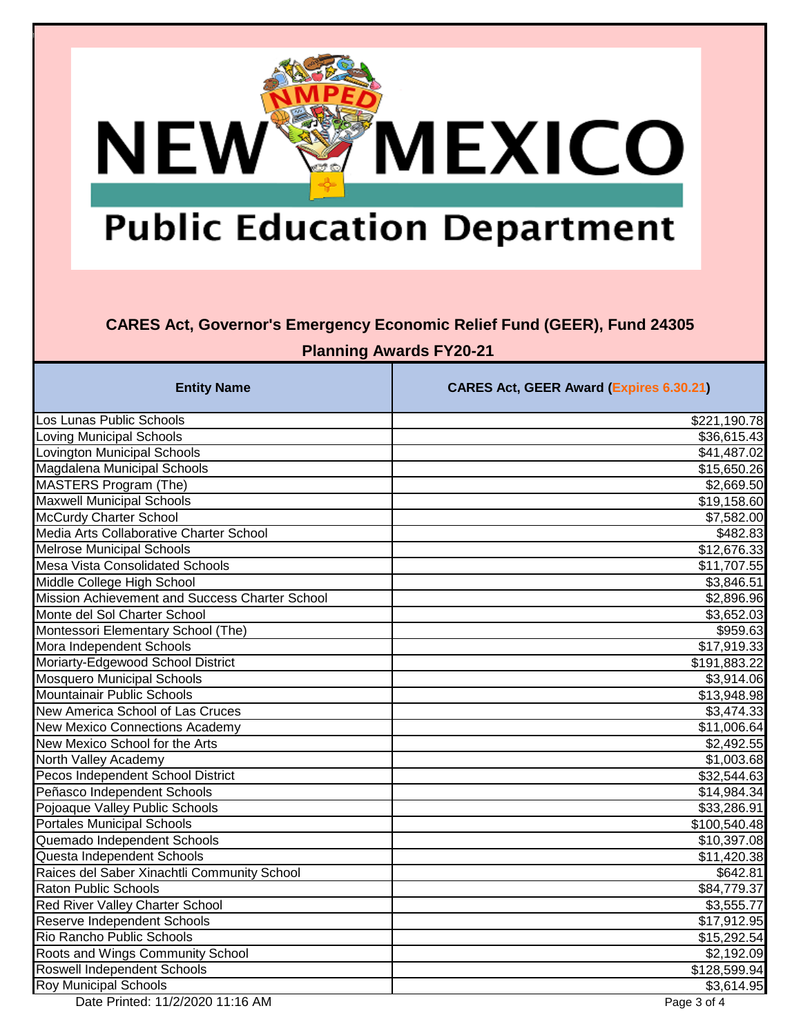## CARES Act, Governor's Emergency Economic Relief Fund (GEER), Fund 24305

## Planning Awards FY20-21

| Entity Name | CARES Act, GEER Award (Expires 6.30.21) |
|---|---|
| Los Lunas Public Schools | $221,190.78 |
| Loving Municipal Schools | $36,615.43 |
| Lovington Municipal Schools | $41,487.02 |
| Magdalena Municipal Schools | $15,650.26 |
| MASTERS Program (The) | $2,669.50 |
| Maxwell Municipal Schools | $19,158.60 |
| McCurdy Charter School | $7,582.00 |
| Media Arts Collaborative Charter School | $482.83 |
| Melrose Municipal Schools | $12,676.33 |
| Mesa Vista Consolidated Schools | $11,707.55 |
| Middle College High School | $3,846.51 |
| Mission Achievement and Success Charter School | $2,896.96 |
| Monte del Sol Charter School | $3,652.03 |
| Montessori Elementary School (The) | $959.63 |
| Mora Independent Schools | $17,919.33 |
| Moriarty-Edgewood School District | $191,883.22 |
| Mosquero Municipal Schools | $3,914.06 |
| Mountainair Public Schools | $13,948.98 |
| New America School of Las Cruces | $3,474.33 |
| New Mexico Connections Academy | $11,006.64 |
| New Mexico School for the Arts | $2,492.55 |
| North Valley Academy | $1,003.68 |
| Pecos Independent School District | $32,544.63 |
| Peñasco Independent Schools | $14,984.34 |
| Pojoaque Valley Public Schools | $33,286.91 |
| Portales Municipal Schools | $100,540.48 |
| Quemado Independent Schools | $10,397.08 |
| Questa Independent Schools | $11,420.38 |
| Raices del Saber Xinachtli Community School | $642.81 |
| Raton Public Schools | $84,779.37 |
| Red River Valley Charter School | $3,555.77 |
| Reserve Independent Schools | $17,912.95 |
| Rio Rancho Public Schools | $15,292.54 |
| Roots and Wings Community School | $2,192.09 |
| Roswell Independent Schools | $128,599.94 |
| Roy Municipal Schools | $3,614.95 |

Date Printed: 11/2/2020 11:16 AM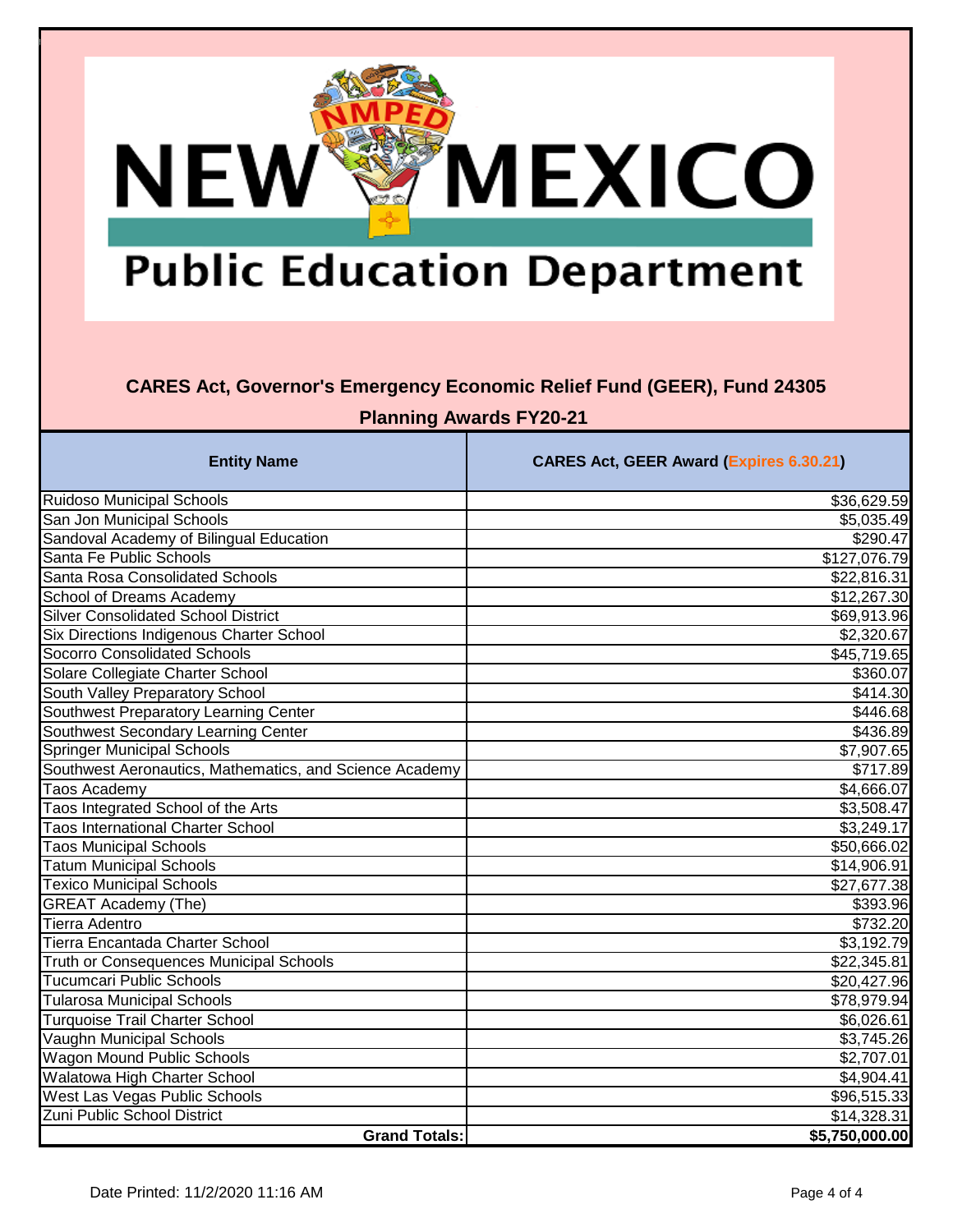# New Mexico Public Education Department

## CARES Act, Governor's Emergency Economic Relief Fund (GEER), Fund 24305

### Planning Awards FY20-21

| Entity Name | CARES Act, GEER Award (Expires 6.30.21) |
|---|---|
| Ruidoso Municipal Schools | $36,629.59 |
| San Jon Municipal Schools | $5,035.49 |
| Sandoval Academy of Bilingual Education | $290.47 |
| Santa Fe Public Schools | $127,076.79 |
| Santa Rosa Consolidated Schools | $22,816.31 |
| School of Dreams Academy | $12,267.30 |
| Silver Consolidated School District | $69,913.96 |
| Six Directions Indigenous Charter School | $2,320.67 |
| Socorro Consolidated Schools | $45,719.65 |
| Solare Collegiate Charter School | $360.07 |
| South Valley Preparatory School | $414.30 |
| Southwest Preparatory Learning Center | $446.68 |
| Southwest Secondary Learning Center | $436.89 |
| Springer Municipal Schools | $7,907.65 |
| Southwest Aeronautics, Mathematics, and Science Academy | $717.89 |
| Taos Academy | $4,666.07 |
| Taos Integrated School of the Arts | $3,508.47 |
| Taos International Charter School | $3,249.17 |
| Taos Municipal Schools | $50,666.02 |
| Tatum Municipal Schools | $14,906.91 |
| Texico Municipal Schools | $27,677.38 |
| GREAT Academy (The) | $393.96 |
| Tierra Adentro | $732.20 |
| Tierra Encantada Charter School | $3,192.79 |
| Truth or Consequences Municipal Schools | $22,345.81 |
| Tucumcari Public Schools | $20,427.96 |
| Tularosa Municipal Schools | $78,979.94 |
| Turquoise Trail Charter School | $6,026.61 |
| Vaughn Municipal Schools | $3,745.26 |
| Wagon Mound Public Schools | $2,707.01 |
| Walatowa High Charter School | $4,904.41 |
| West Las Vegas Public Schools | $96,515.33 |
| Zuni Public School District | $14,328.31 |
| **Grand Totals:** | **$5,750,000.00** |

Date Printed: 11/2/2020 11:16 AM